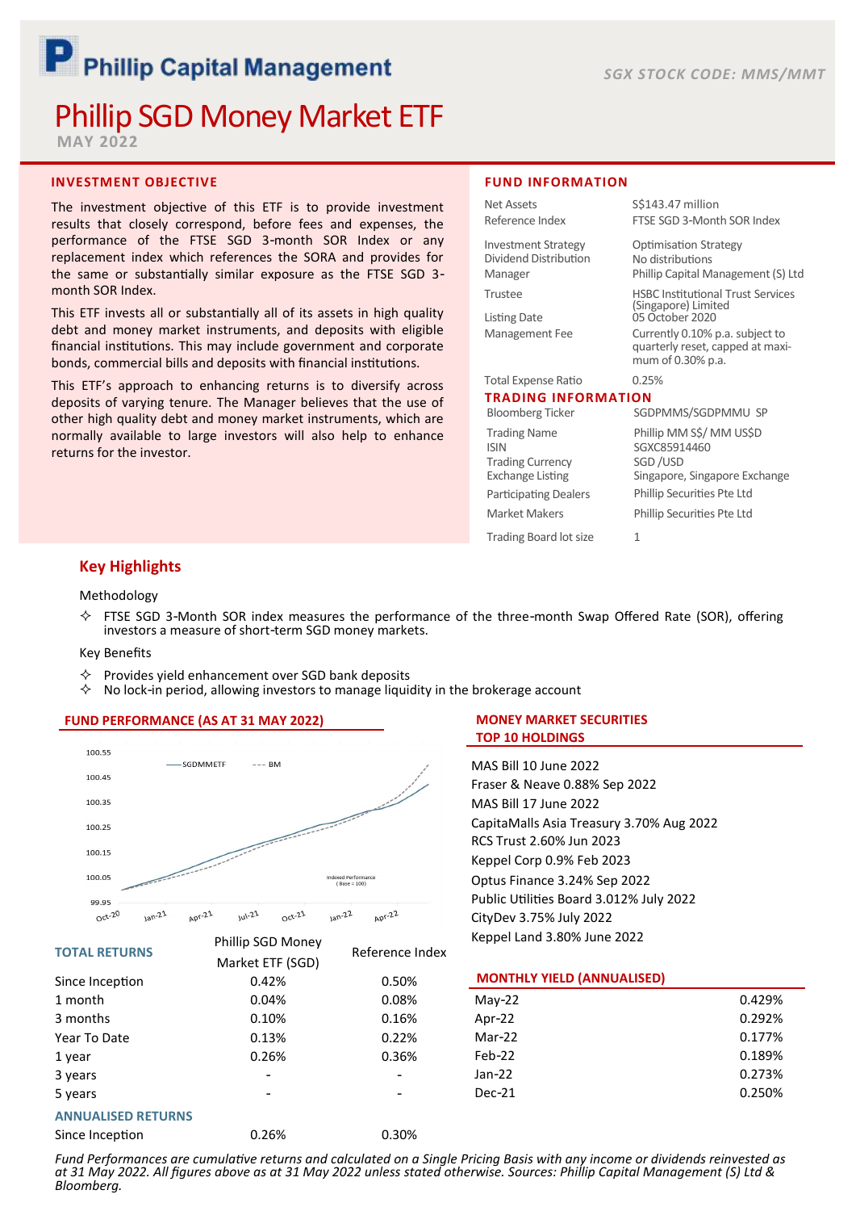# Phillip Capital Management

SGX STOCK CODE: MMS/MMT

# Phillip SGD Money Market ETF

MAY 2022

## INVESTMENT OBJECTIVE

The investment objective of this ETF is to provide investment results that closely correspond, before fees and expenses, the performance of the FTSE SGD 3-month SOR Index or any replacement index which references the SORA and provides for the same or substantially similar exposure as the FTSE SGD 3-month SOR Index.

This ETF invests all or substantially all of its assets in high quality debt and money market instruments, and deposits with eligible financial institutions. This may include government and corporate bonds, commercial bills and deposits with financial institutions.

This ETF's approach to enhancing returns is to diversify across deposits of varying tenure. The Manager believes that the use of other high quality debt and money market instruments, which are normally available to large investors will also help to enhance returns for the investor.

## FUND INFORMATION

| | |
|---|---|
| Net Assets | S$143.47 million |
| Reference Index | FTSE SGD 3-Month SOR Index |
| Investment Strategy | Optimisation Strategy |
| Dividend Distribution | No distributions |
| Manager | Phillip Capital Management (S) Ltd |
| Trustee | HSBC Institutional Trust Services (Singapore) Limited |
| Listing Date | 05 October 2020 |
| Management Fee | Currently 0.10% p.a. subject to quarterly reset, capped at maximum of 0.30% p.a. |
| Total Expense Ratio | 0.25% |

## TRADING INFORMATION

| | |
|---|---|
| Bloomberg Ticker | SGDPMMS/SGDPMMU SP |
| Trading Name | Phillip MM S$/ MM US$D |
| ISIN | SGXC85914460 |
| Trading Currency | SGD /USD |
| Exchange Listing | Singapore, Singapore Exchange |
| Participating Dealers | Phillip Securities Pte Ltd |
| Market Makers | Phillip Securities Pte Ltd |
| Trading Board lot size | 1 |

## Key Highlights

Methodology

- FTSE SGD 3-Month SOR index measures the performance of the three-month Swap Offered Rate (SOR), offering investors a measure of short-term SGD money markets.

Key Benefits

- Provides yield enhancement over SGD bank deposits
- No lock-in period, allowing investors to manage liquidity in the brokerage account

## FUND PERFORMANCE (AS AT 31 MAY 2022)

| TOTAL RETURNS | Phillip SGD Money Market ETF (SGD) | Reference Index |
|---|---|---|
| Since Inception | 0.42% | 0.50% |
| 1 month | 0.04% | 0.08% |
| 3 months | 0.10% | 0.16% |
| Year To Date | 0.13% | 0.22% |
| 1 year | 0.26% | 0.36% |
| 3 years | - | - |
| 5 years | - | - |
| **ANNUALISED RETURNS** | | |
| Since Inception | 0.26% | 0.30% |

## MONEY MARKET SECURITIES TOP 10 HOLDINGS

- MAS Bill 10 June 2022
- Fraser & Neave 0.88% Sep 2022
- MAS Bill 17 June 2022
- CapitaMalls Asia Treasury 3.70% Aug 2022
- RCS Trust 2.60% Jun 2023
- Keppel Corp 0.9% Feb 2023
- Optus Finance 3.24% Sep 2022
- Public Utilities Board 3.012% July 2022
- CityDev 3.75% July 2022
- Keppel Land 3.80% June 2022

## MONTHLY YIELD (ANNUALISED)

| | |
|---|---|
| May-22 | 0.429% |
| Apr-22 | 0.292% |
| Mar-22 | 0.177% |
| Feb-22 | 0.189% |
| Jan-22 | 0.273% |
| Dec-21 | 0.250% |

*Fund Performances are cumulative returns and calculated on a Single Pricing Basis with any income or dividends reinvested as at 31 May 2022. All figures above as at 31 May 2022 unless stated otherwise. Sources: Phillip Capital Management (S) Ltd & Bloomberg.*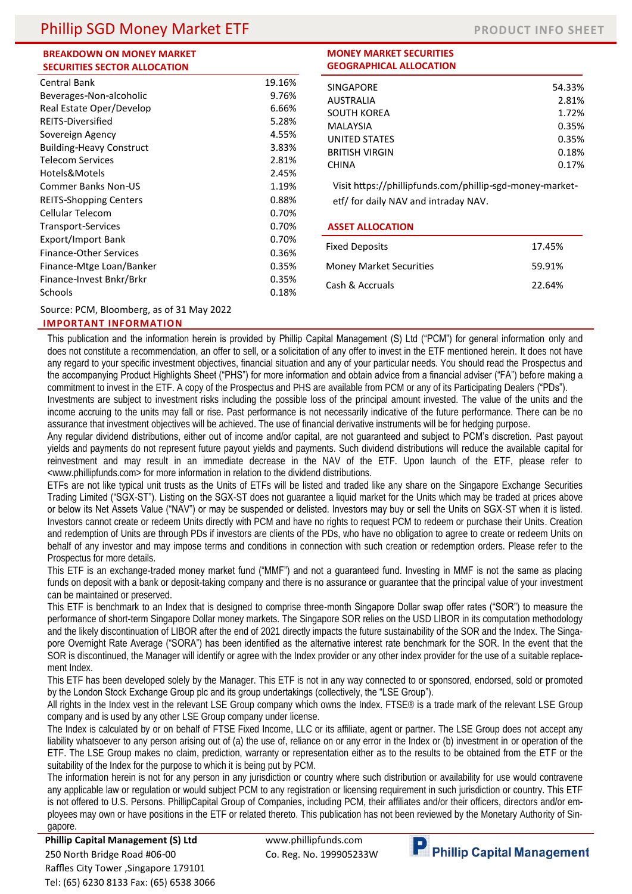# Phillip SGD Money Market ETF

PRODUCT INFO SHEET

## BREAKDOWN ON MONEY MARKET SECURITIES SECTOR ALLOCATION

| | |
|---|---|
| Central Bank | 19.16% |
| Beverages-Non-alcoholic | 9.76% |
| Real Estate Oper/Develop | 6.66% |
| REITS-Diversified | 5.28% |
| Sovereign Agency | 4.55% |
| Building-Heavy Construct | 3.83% |
| Telecom Services | 2.81% |
| Hotels&Motels | 2.45% |
| Commer Banks Non-US | 1.19% |
| REITS-Shopping Centers | 0.88% |
| Cellular Telecom | 0.70% |
| Transport-Services | 0.70% |
| Export/Import Bank | 0.70% |
| Finance-Other Services | 0.36% |
| Finance-Mtge Loan/Banker | 0.35% |
| Finance-Invest Bnkr/Brkr | 0.35% |
| Schools | 0.18% |

Source: PCM, Bloomberg, as of 31 May 2022

## MONEY MARKET SECURITIES GEOGRAPHICAL ALLOCATION

| | |
|---|---|
| SINGAPORE | 54.33% |
| AUSTRALIA | 2.81% |
| SOUTH KOREA | 1.72% |
| MALAYSIA | 0.35% |
| UNITED STATES | 0.35% |
| BRITISH VIRGIN | 0.18% |
| CHINA | 0.17% |

Visit https://phillipfunds.com/phillip-sgd-money-market-etf/ for daily NAV and intraday NAV.

## ASSET ALLOCATION

| | |
|---|---|
| Fixed Deposits | 17.45% |
| Money Market Securities | 59.91% |
| Cash & Accruals | 22.64% |

## IMPORTANT INFORMATION

This publication and the information herein is provided by Phillip Capital Management (S) Ltd ("PCM") for general information only and does not constitute a recommendation, an offer to sell, or a solicitation of any offer to invest in the ETF mentioned herein. It does not have any regard to your specific investment objectives, financial situation and any of your particular needs. You should read the Prospectus and the accompanying Product Highlights Sheet ("PHS") for more information and obtain advice from a financial adviser ("FA") before making a commitment to invest in the ETF. A copy of the Prospectus and PHS are available from PCM or any of its Participating Dealers ("PDs").

Investments are subject to investment risks including the possible loss of the principal amount invested. The value of the units and the income accruing to the units may fall or rise. Past performance is not necessarily indicative of the future performance. There can be no assurance that investment objectives will be achieved. The use of financial derivative instruments will be for hedging purpose.

Any regular dividend distributions, either out of income and/or capital, are not guaranteed and subject to PCM's discretion. Past payout yields and payments do not represent future payout yields and payments. Such dividend distributions will reduce the available capital for reinvestment and may result in an immediate decrease in the NAV of the ETF. Upon launch of the ETF, please refer to <www.phillipfunds.com> for more information in relation to the dividend distributions.

ETFs are not like typical unit trusts as the Units of ETFs will be listed and traded like any share on the Singapore Exchange Securities Trading Limited ("SGX-ST"). Listing on the SGX-ST does not guarantee a liquid market for the Units which may be traded at prices above or below its Net Assets Value ("NAV") or may be suspended or delisted. Investors may buy or sell the Units on SGX-ST when it is listed. Investors cannot create or redeem Units directly with PCM and have no rights to request PCM to redeem or purchase their Units. Creation and redemption of Units are through PDs if investors are clients of the PDs, who have no obligation to agree to create or redeem Units on behalf of any investor and may impose terms and conditions in connection with such creation or redemption orders. Please refer to the Prospectus for more details.

This ETF is an exchange-traded money market fund ("MMF") and not a guaranteed fund. Investing in MMF is not the same as placing funds on deposit with a bank or deposit-taking company and there is no assurance or guarantee that the principal value of your investment can be maintained or preserved.

This ETF is benchmark to an Index that is designed to comprise three-month Singapore Dollar swap offer rates ("SOR") to measure the performance of short-term Singapore Dollar money markets. The Singapore SOR relies on the USD LIBOR in its computation methodology and the likely discontinuation of LIBOR after the end of 2021 directly impacts the future sustainability of the SOR and the Index. The Singapore Overnight Rate Average ("SORA") has been identified as the alternative interest rate benchmark for the SOR. In the event that the SOR is discontinued, the Manager will identify or agree with the Index provider or any other index provider for the use of a suitable replacement Index.

This ETF has been developed solely by the Manager. This ETF is not in any way connected to or sponsored, endorsed, sold or promoted by the London Stock Exchange Group plc and its group undertakings (collectively, the "LSE Group").

All rights in the Index vest in the relevant LSE Group company which owns the Index. FTSE® is a trade mark of the relevant LSE Group company and is used by any other LSE Group company under license.

The Index is calculated by or on behalf of FTSE Fixed Income, LLC or its affiliate, agent or partner. The LSE Group does not accept any liability whatsoever to any person arising out of (a) the use of, reliance on or any error in the Index or (b) investment in or operation of the ETF. The LSE Group makes no claim, prediction, warranty or representation either as to the results to be obtained from the ETF or the suitability of the Index for the purpose to which it is being put by PCM.

The information herein is not for any person in any jurisdiction or country where such distribution or availability for use would contravene any applicable law or regulation or would subject PCM to any registration or licensing requirement in such jurisdiction or country. This ETF is not offered to U.S. Persons. PhillipCapital Group of Companies, including PCM, their affiliates and/or their officers, directors and/or employees may own or have positions in the ETF or related thereto. This publication has not been reviewed by the Monetary Authority of Singapore.

**Phillip Capital Management (S) Ltd**
250 North Bridge Road #06-00
Raffles City Tower ,Singapore 179101
Tel: (65) 6230 8133 Fax: (65) 6538 3066

www.phillipfunds.com
Co. Reg. No. 199905233W

Phillip Capital Management